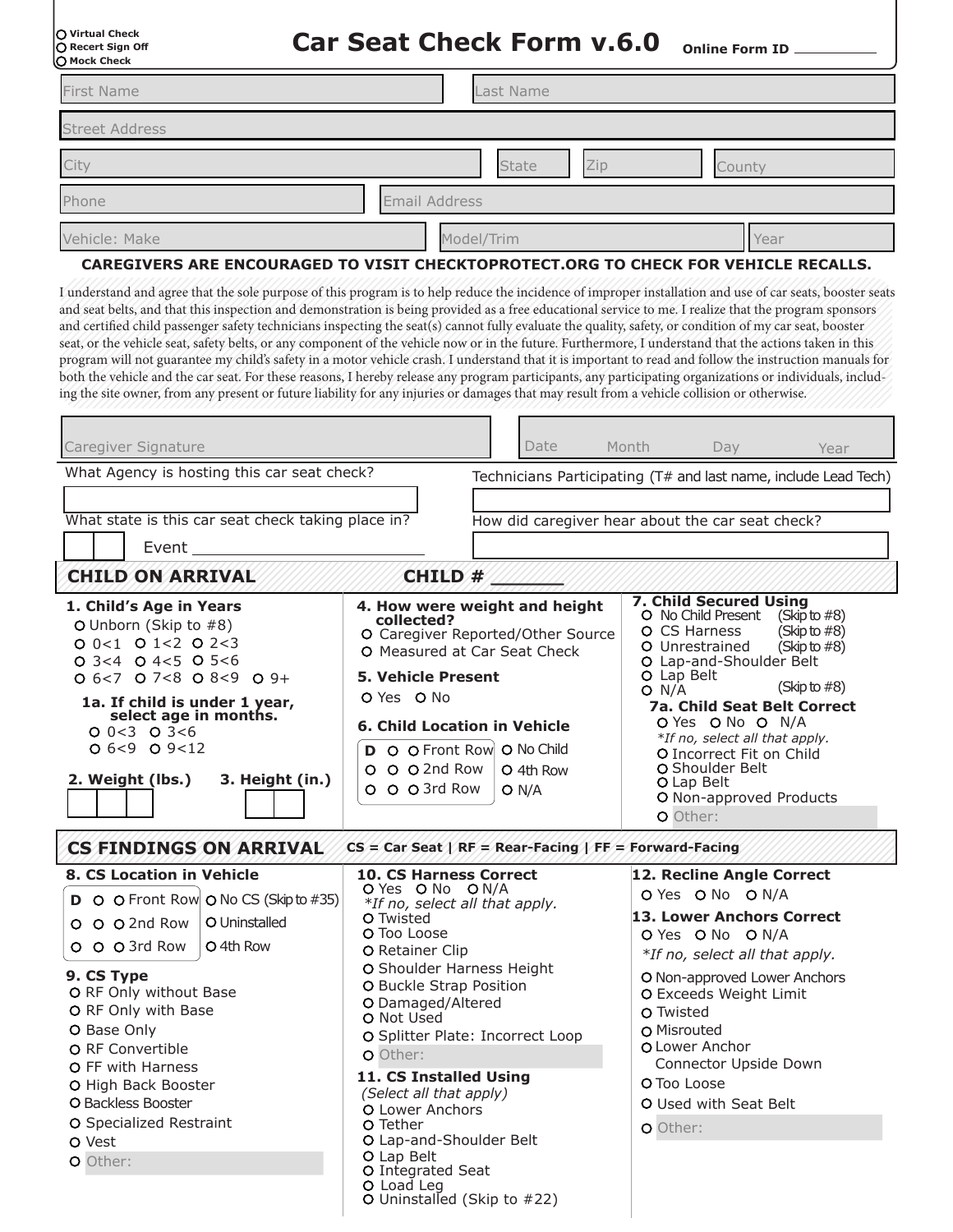- ○ Virtual Check
- ○ Recert Sign Off
- ○ Mock Check

# Car Seat Check Form v.6.0

Online Form ID ________

| First Name | Last Name | | |
|---|---|---|---|
| Street Address | | | |
| City | State | Zip | County |
| Phone | Email Address | | |
| Vehicle: Make | Model/Trim | Year | |

**CAREGIVERS ARE ENCOURAGED TO VISIT CHECKTOPROTECT.ORG TO CHECK FOR VEHICLE RECALLS.**

I understand and agree that the sole purpose of this program is to help reduce the incidence of improper installation and use of car seats, booster seats and seat belts, and that this inspection and demonstration is being provided as a free educational service to me. I realize that the program sponsors and certified child passenger safety technicians inspecting the seat(s) cannot fully evaluate the quality, safety, or condition of my car seat, booster seat, or the vehicle seat, safety belts, or any component of the vehicle now or in the future. Furthermore, I understand that the actions taken in this program will not guarantee my child's safety in a motor vehicle crash. I understand that it is important to read and follow the instruction manuals for both the vehicle and the car seat. For these reasons, I hereby release any program participants, any participating organizations or individuals, including the site owner, from any present or future liability for any injuries or damages that may result from a vehicle collision or otherwise.

Caregiver Signature ________ Date Month ____ Day ____ Year ____

What Agency is hosting this car seat check? ________

Technicians Participating (T# and last name, include Lead Tech) ________

What state is this car seat check taking place in? ____ Event ________

How did caregiver hear about the car seat check? ________

## CHILD ON ARRIVAL — CHILD # ______

**1. Child's Age in Years**
- ○ Unborn (Skip to #8)
- ○ 0<1 ○ 1<2 ○ 2<3
- ○ 3<4 ○ 4<5 ○ 5<6
- ○ 6<7 ○ 7<8 ○ 8<9 ○ 9+

**1a. If child is under 1 year, select age in months.**
- ○ 0<3 ○ 3<6
- ○ 6<9 ○ 9<12

**2. Weight (lbs.)** ____ **3. Height (in.)** ____

**4. How were weight and height collected?**
- ○ Caregiver Reported/Other Source
- ○ Measured at Car Seat Check

**5. Vehicle Present**
- ○ Yes ○ No

**6. Child Location in Vehicle**
- D ○ ○ Front Row
- ○ ○ ○ 2nd Row
- ○ ○ ○ 3rd Row
- ○ No Child
- ○ 4th Row
- ○ N/A

**7. Child Secured Using**
- ○ No Child Present (Skip to #8)
- ○ CS Harness (Skip to #8)
- ○ Unrestrained (Skip to #8)
- ○ Lap-and-Shoulder Belt
- ○ Lap Belt
- ○ N/A (Skip to #8)

**7a. Child Seat Belt Correct**
- ○ Yes ○ No ○ N/A

*\*If no, select all that apply.*
- ○ Incorrect Fit on Child
- ○ Shoulder Belt
- ○ Lap Belt
- ○ Non-approved Products
- ○ Other: ________

## CS FINDINGS ON ARRIVAL

CS = Car Seat | RF = Rear-Facing | FF = Forward-Facing

**8. CS Location in Vehicle**
- D ○ ○ Front Row
- ○ ○ ○ 2nd Row
- ○ ○ ○ 3rd Row
- ○ No CS (Skip to #35)
- ○ Uninstalled
- ○ 4th Row

**9. CS Type**
- ○ RF Only without Base
- ○ RF Only with Base
- ○ Base Only
- ○ RF Convertible
- ○ FF with Harness
- ○ High Back Booster
- ○ Backless Booster
- ○ Specialized Restraint
- ○ Vest
- ○ Other: ________

**10. CS Harness Correct**
- ○ Yes ○ No ○ N/A

*\*If no, select all that apply.*
- ○ Twisted
- ○ Too Loose
- ○ Retainer Clip
- ○ Shoulder Harness Height
- ○ Buckle Strap Position
- ○ Damaged/Altered
- ○ Not Used
- ○ Splitter Plate: Incorrect Loop
- ○ Other: ________

**11. CS Installed Using**
*(Select all that apply)*
- ○ Lower Anchors
- ○ Tether
- ○ Lap-and-Shoulder Belt
- ○ Lap Belt
- ○ Integrated Seat
- ○ Load Leg
- ○ Uninstalled (Skip to #22)

**12. Recline Angle Correct**
- ○ Yes ○ No ○ N/A

**13. Lower Anchors Correct**
- ○ Yes ○ No ○ N/A

*\*If no, select all that apply.*
- ○ Non-approved Lower Anchors
- ○ Exceeds Weight Limit
- ○ Twisted
- ○ Misrouted
- ○ Lower Anchor Connector Upside Down
- ○ Too Loose
- ○ Used with Seat Belt
- ○ Other: ________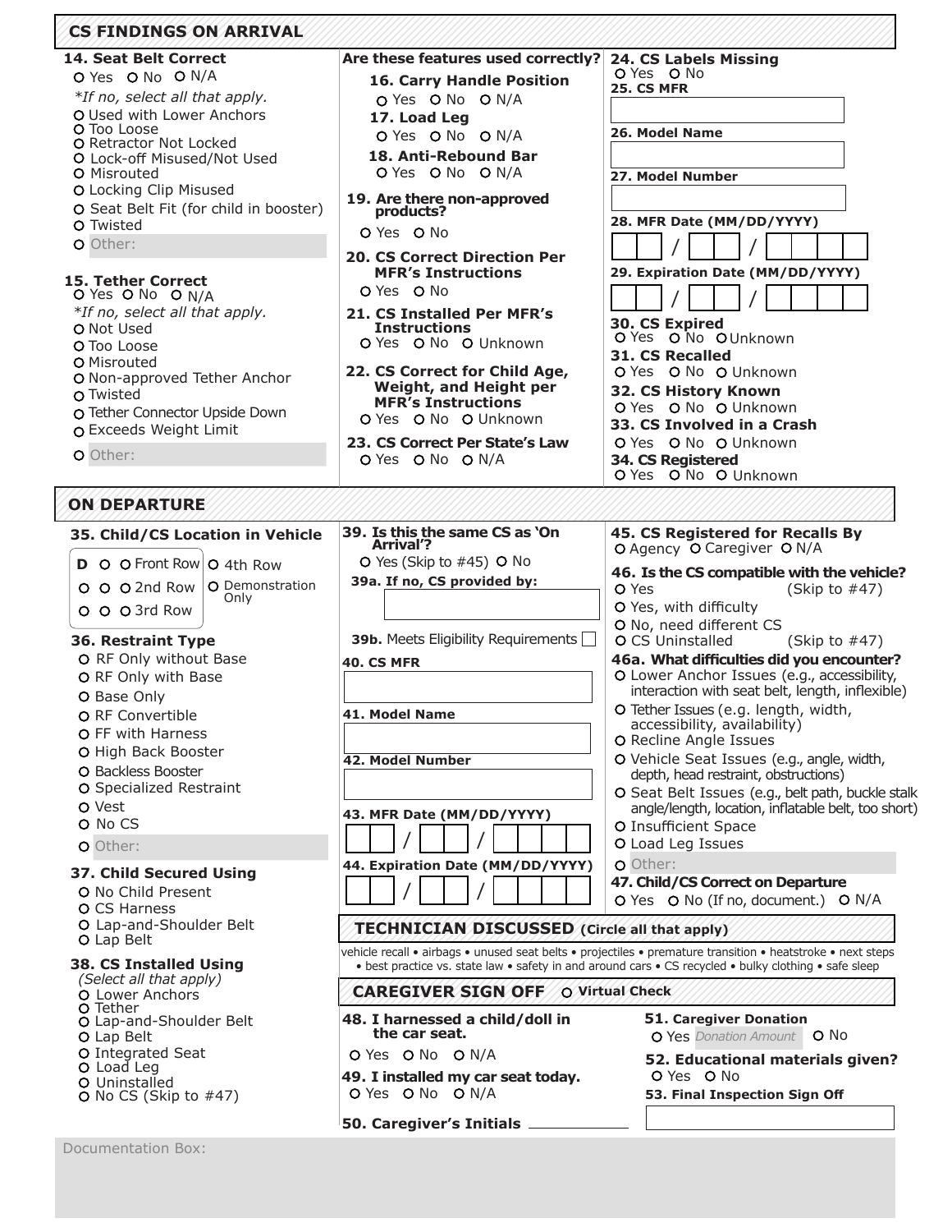## CS FINDINGS ON ARRIVAL

**14. Seat Belt Correct**

O Yes O No O N/A

*\*If no, select all that apply.*

- O Used with Lower Anchors
- O Too Loose
- O Retractor Not Locked
- O Lock-off Misused/Not Used
- O Misrouted
- O Locking Clip Misused
- O Seat Belt Fit (for child in booster)
- O Twisted
- O Other:

**15. Tether Correct**

O Yes O No O N/A

*\*If no, select all that apply.*

- O Not Used
- O Too Loose
- O Misrouted
- O Non-approved Tether Anchor
- O Twisted
- O Tether Connector Upside Down
- O Exceeds Weight Limit
- O Other:

**Are these features used correctly?**

**16. Carry Handle Position**

O Yes O No O N/A

**17. Load Leg**

O Yes O No O N/A

**18. Anti-Rebound Bar**

O Yes O No O N/A

**19. Are there non-approved products?**

O Yes O No

**20. CS Correct Direction Per MFR's Instructions**

O Yes O No

**21. CS Installed Per MFR's Instructions**

O Yes O No O Unknown

**22. CS Correct for Child Age, Weight, and Height per MFR's Instructions**

O Yes O No O Unknown

**23. CS Correct Per State's Law**

O Yes O No O N/A

**24. CS Labels Missing**

O Yes O No

**25. CS MFR**

**26. Model Name**

**27. Model Number**

**28. MFR Date (MM/DD/YYYY)**

__ __ / __ __ / __ __ __ __

**29. Expiration Date (MM/DD/YYYY)**

__ __ / __ __ / __ __ __ __

**30. CS Expired**

O Yes O No O Unknown

**31. CS Recalled**

O Yes O No O Unknown

**32. CS History Known**

O Yes O No O Unknown

**33. CS Involved in a Crash**

O Yes O No O Unknown

**34. CS Registered**

O Yes O No O Unknown

## ON DEPARTURE

**35. Child/CS Location in Vehicle**

| | | | |
|---|---|---|---|
| D | O | O | Front Row |
| O | O | O | 2nd Row |
| O | O | O | 3rd Row |

O 4th Row

O Demonstration Only

**36. Restraint Type**

- O RF Only without Base
- O RF Only with Base
- O Base Only
- O RF Convertible
- O FF with Harness
- O High Back Booster
- O Backless Booster
- O Specialized Restraint
- O Vest
- O No CS
- O Other:

**37. Child Secured Using**

- O No Child Present
- O CS Harness
- O Lap-and-Shoulder Belt
- O Lap Belt

**38. CS Installed Using**

*(Select all that apply)*

- O Lower Anchors
- O Tether
- O Lap-and-Shoulder Belt
- O Lap Belt
- O Integrated Seat
- O Load Leg
- O Uninstalled
- O No CS (Skip to #47)

**39. Is this the same CS as 'On Arrival'?**

O Yes (Skip to #45) O No

**39a. If no, CS provided by:**

**39b.** Meets Eligibility Requirements ☐

**40. CS MFR**

**41. Model Name**

**42. Model Number**

**43. MFR Date (MM/DD/YYYY)**

__ __ / __ __ / __ __ __ __

**44. Expiration Date (MM/DD/YYYY)**

__ __ / __ __ / __ __ __ __

**45. CS Registered for Recalls By**

O Agency O Caregiver O N/A

**46. Is the CS compatible with the vehicle?**

- O Yes (Skip to #47)
- O Yes, with difficulty
- O No, need different CS
- O CS Uninstalled (Skip to #47)

**46a. What difficulties did you encounter?**

- O Lower Anchor Issues (e.g., accessibility, interaction with seat belt, length, inflexible)
- O Tether Issues (e.g. length, width, accessibility, availability)
- O Recline Angle Issues
- O Vehicle Seat Issues (e.g., angle, width, depth, head restraint, obstructions)
- O Seat Belt Issues (e.g., belt path, buckle stalk angle/length, location, inflatable belt, too short)
- O Insufficient Space
- O Load Leg Issues
- O Other:

**47. Child/CS Correct on Departure**

O Yes O No (If no, document.) O N/A

## TECHNICIAN DISCUSSED (Circle all that apply)

vehicle recall • airbags • unused seat belts • projectiles • premature transition • heatstroke • next steps • best practice vs. state law • safety in and around cars • CS recycled • bulky clothing • safe sleep

## CAREGIVER SIGN OFF O Virtual Check

**48. I harnessed a child/doll in the car seat.**

O Yes O No O N/A

**49. I installed my car seat today.**

O Yes O No O N/A

**50. Caregiver's Initials** ____________

**51. Caregiver Donation**

O Yes *Donation Amount* O No

**52. Educational materials given?**

O Yes O No

**53. Final Inspection Sign Off**

Documentation Box: